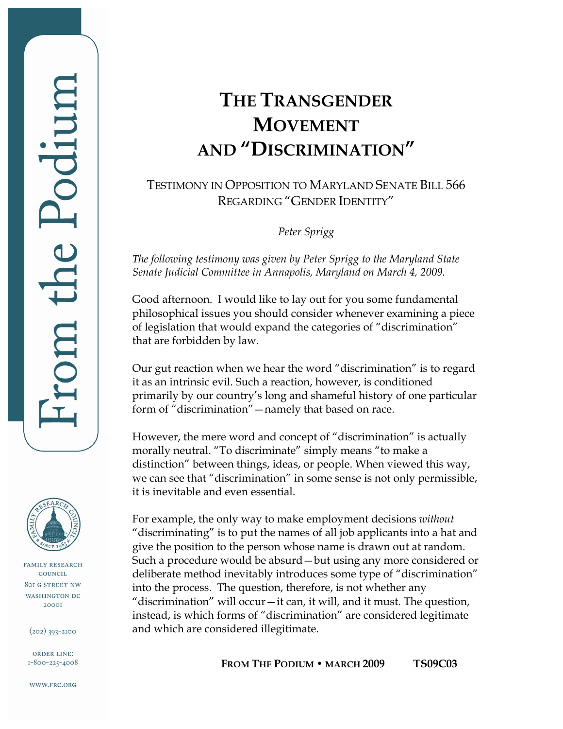# THE TRANSGENDER MOVEMENT AND "DISCRIMINATION"

TESTIMONY IN OPPOSITION TO MARYLAND SENATE BILL 566 REGARDING "GENDER IDENTITY"

*Peter Sprigg*

*The following testimony was given by Peter Sprigg to the Maryland State Senate Judicial Committee in Annapolis, Maryland on March 4, 2009.*

Good afternoon. I would like to lay out for you some fundamental philosophical issues you should consider whenever examining a piece of legislation that would expand the categories of "discrimination" that are forbidden by law.

Our gut reaction when we hear the word "discrimination" is to regard it as an intrinsic evil. Such a reaction, however, is conditioned primarily by our country's long and shameful history of one particular form of "discrimination"—namely that based on race.

However, the mere word and concept of "discrimination" is actually morally neutral. "To discriminate" simply means "to make a distinction" between things, ideas, or people. When viewed this way, we can see that "discrimination" in some sense is not only permissible, it is inevitable and even essential.

For example, the only way to make employment decisions *without* "discriminating" is to put the names of all job applicants into a hat and give the position to the person whose name is drawn out at random. Such a procedure would be absurd—but using any more considered or deliberate method inevitably introduces some type of "discrimination" into the process. The question, therefore, is not whether any "discrimination" will occur—it can, it will, and it must. The question, instead, is which forms of "discrimination" are considered legitimate and which are considered illegitimate.

FAMILY RESEARCH COUNCIL
801 G STREET NW
WASHINGTON DC 20001

(202) 393-2100

ORDER LINE: 1-800-225-4008

WWW.FRC.ORG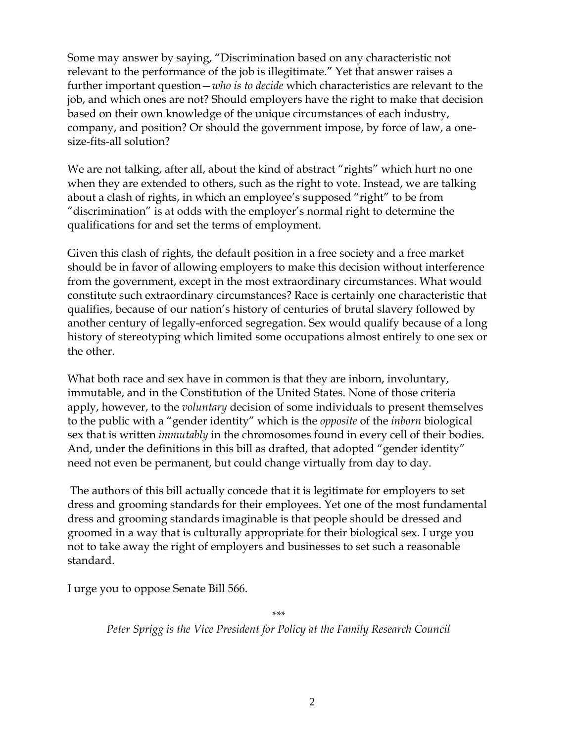Some may answer by saying, "Discrimination based on any characteristic not relevant to the performance of the job is illegitimate." Yet that answer raises a further important question—*who is to decide* which characteristics are relevant to the job, and which ones are not? Should employers have the right to make that decision based on their own knowledge of the unique circumstances of each industry, company, and position? Or should the government impose, by force of law, a one-size-fits-all solution?

We are not talking, after all, about the kind of abstract "rights" which hurt no one when they are extended to others, such as the right to vote. Instead, we are talking about a clash of rights, in which an employee's supposed "right" to be from "discrimination" is at odds with the employer's normal right to determine the qualifications for and set the terms of employment.

Given this clash of rights, the default position in a free society and a free market should be in favor of allowing employers to make this decision without interference from the government, except in the most extraordinary circumstances. What would constitute such extraordinary circumstances? Race is certainly one characteristic that qualifies, because of our nation's history of centuries of brutal slavery followed by another century of legally-enforced segregation. Sex would qualify because of a long history of stereotyping which limited some occupations almost entirely to one sex or the other.

What both race and sex have in common is that they are inborn, involuntary, immutable, and in the Constitution of the United States. None of those criteria apply, however, to the *voluntary* decision of some individuals to present themselves to the public with a "gender identity" which is the *opposite* of the *inborn* biological sex that is written *immutably* in the chromosomes found in every cell of their bodies. And, under the definitions in this bill as drafted, that adopted "gender identity" need not even be permanent, but could change virtually from day to day.

The authors of this bill actually concede that it is legitimate for employers to set dress and grooming standards for their employees. Yet one of the most fundamental dress and grooming standards imaginable is that people should be dressed and groomed in a way that is culturally appropriate for their biological sex. I urge you not to take away the right of employers and businesses to set such a reasonable standard.

I urge you to oppose Senate Bill 566.

\*\*\*

*Peter Sprigg is the Vice President for Policy at the Family Research Council*